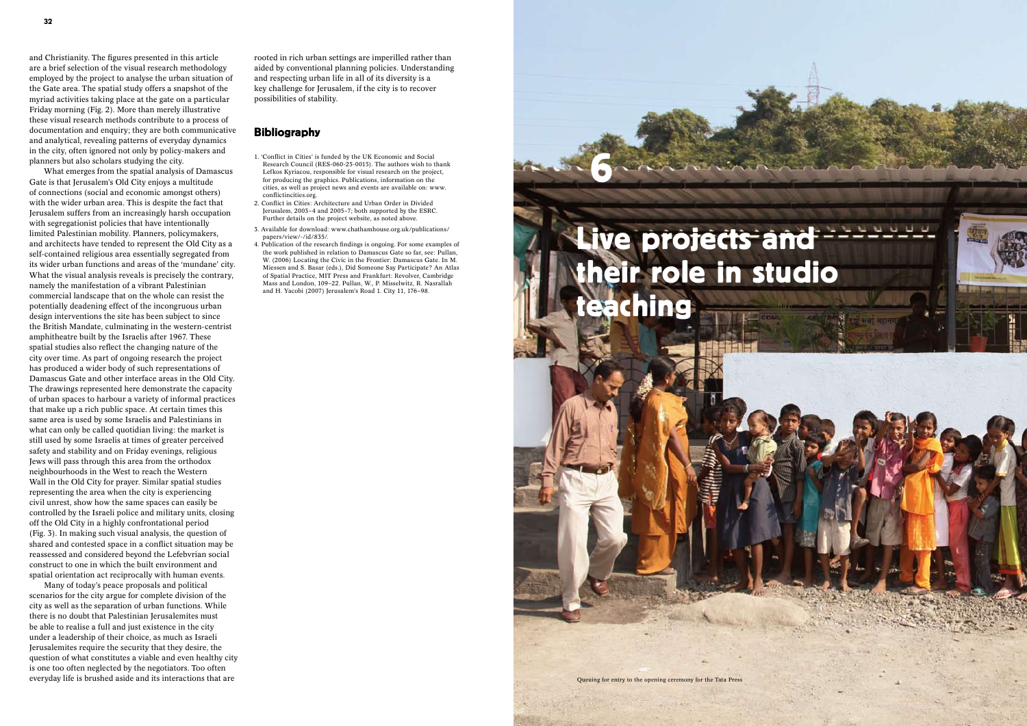and Christianity. The figures presented in this article are a brief selection of the visual research methodology employed by the project to analyse the urban situation of the Gate area. The spatial study offers a snapshot of the myriad activities taking place at the gate on a particular Friday morning (Fig. 2). More than merely illustrative these visual research methods contribute to a process of documentation and enquiry; they are both communicative and analytical, revealing patterns of everyday dynamics in the city, often ignored not only by policy-makers and planners but also scholars studying the city.

What emerges from the spatial analysis of Damascus Gate is that Jerusalem's Old City enjoys a multitude of connections (social and economic amongst others) with the wider urban area. This is despite the fact that Jerusalem suffers from an increasingly harsh occupation with segregationist policies that have intentionally limited Palestinian mobility. Planners, policymakers, and architects have tended to represent the Old City as a self-contained religious area essentially segregated from its wider urban functions and areas of the 'mundane' city. What the visual analysis reveals is precisely the contrary, namely the manifestation of a vibrant Palestinian commercial landscape that on the whole can resist the potentially deadening effect of the incongruous urban design interventions the site has been subject to since the British Mandate, culminating in the western-centrist amphitheatre built by the Israelis after 1967. These spatial studies also reflect the changing nature of the city over time. As part of ongoing research the project has produced a wider body of such representations of Damascus Gate and other interface areas in the Old City. The drawings represented here demonstrate the capacity of urban spaces to harbour a variety of informal practices that make up a rich public space. At certain times this same area is used by some Israelis and Palestinians in what can only be called quotidian living: the market is still used by some Israelis at times of greater perceived safety and stability and on Friday evenings, religious Jews will pass through this area from the orthodox neighbourhoods in the West to reach the Western Wall in the Old City for prayer. Similar spatial studies representing the area when the city is experiencing civil unrest, show how the same spaces can easily be controlled by the Israeli police and military units, closing off the Old City in a highly confrontational period (Fig. 3). In making such visual analysis, the question of shared and contested space in a conflict situation may be reassessed and considered beyond the Lefebvrian social construct to one in which the built environment and spatial orientation act reciprocally with human events.

Many of today's peace proposals and political scenarios for the city argue for complete division of the city as well as the separation of urban functions. While there is no doubt that Palestinian Jerusalemites must be able to realise a full and just existence in the city under a leadership of their choice, as much as Israeli Jerusalemites require the security that they desire, the question of what constitutes a viable and even healthy city is one too often neglected by the negotiators. Too often everyday life is brushed aside and its interactions that are rooted in rich urban settings are imperilled rather than aided by conventional planning policies. Understanding and respecting urban life in all of its diversity is a key challenge for Jerusalem, if the city is to recover possibilities of stability.

## Bibliography

1. 'Conflict in Cities' is funded by the UK Economic and Social Research Council (RES-060-25-0015). The authors wish to thank Lefkos Kyriacou, responsible for visual research on the project, for producing the graphics. Publications, information on the cities, as well as project news and events are available on: www.conflictincities.org.
2. Conflict in Cities: Architecture and Urban Order in Divided Jerusalem, 2003–4 and 2005–7; both supported by the ESRC. Further details on the project website, as noted above.
3. Available for download: www.chathamhouse.org.uk/publications/papers/view/-/id/835/.
4. Publication of the research findings is ongoing. For some examples of the work published in relation to Damascus Gate so far, see: Pullan, W. (2006) Locating the Civic in the Frontier: Damascus Gate. In M. Miessen and S. Basar (eds.), Did Someone Say Participate? An Atlas of Spatial Practice, MIT Press and Frankfurt: Revolver, Cambridge Mass and London, 109–22. Pullan, W., P. Misselwitz, R. Nasrallah and H. Yacobi (2007) Jerusalem's Road 1. City 11, 176–98.

# 6

# Live projects and their role in studio teaching

Queuing for entry to the opening ceremony for the Tata Press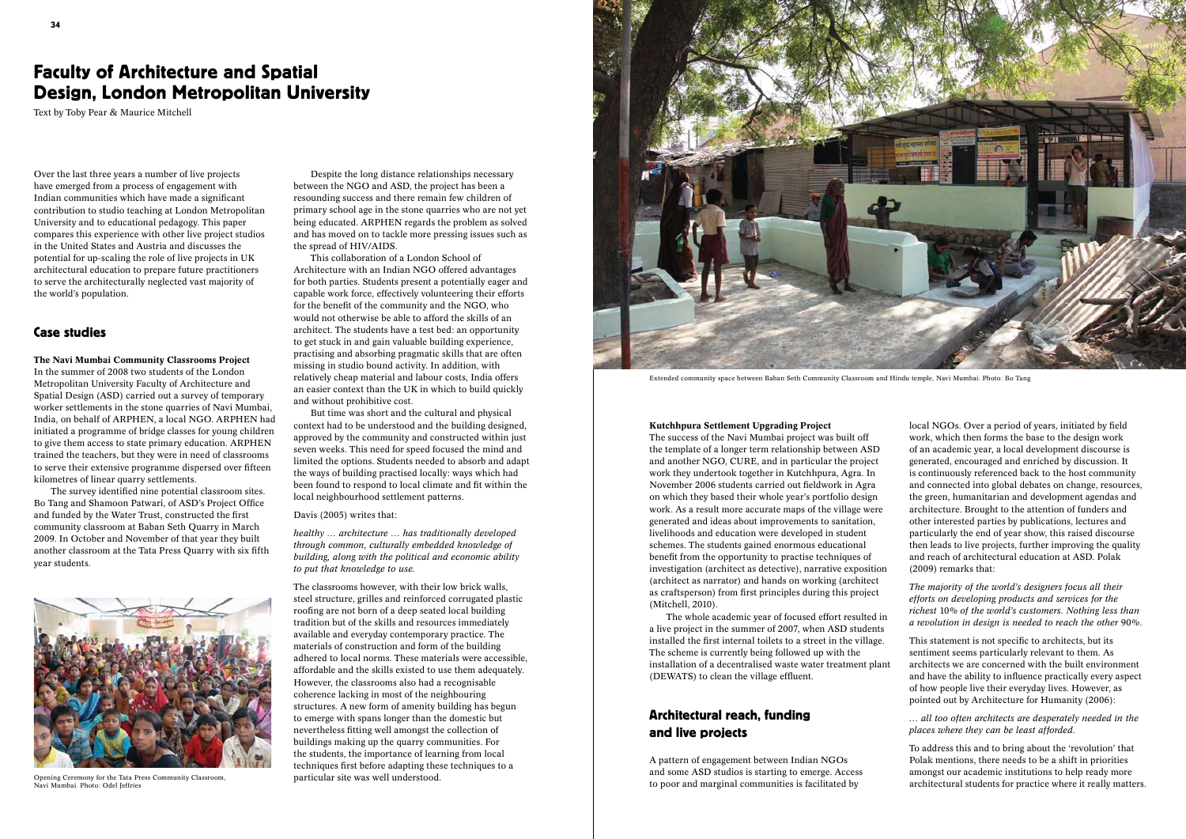# Faculty of Architecture and Spatial Design, London Metropolitan University

Text by Toby Pear & Maurice Mitchell

Over the last three years a number of live projects have emerged from a process of engagement with Indian communities which have made a significant contribution to studio teaching at London Metropolitan University and to educational pedagogy. This paper compares this experience with other live project studios in the United States and Austria and discusses the potential for up-scaling the role of live projects in UK architectural education to prepare future practitioners to serve the architecturally neglected vast majority of the world's population.

## Case studies

**The Navi Mumbai Community Classrooms Project**

In the summer of 2008 two students of the London Metropolitan University Faculty of Architecture and Spatial Design (ASD) carried out a survey of temporary worker settlements in the stone quarries of Navi Mumbai, India, on behalf of ARPHEN, a local NGO. ARPHEN had initiated a programme of bridge classes for young children to give them access to state primary education. ARPHEN trained the teachers, but they were in need of classrooms to serve their extensive programme dispersed over fifteen kilometres of linear quarry settlements.

The survey identified nine potential classroom sites. Bo Tang and Shamoon Patwari, of ASD's Project Office and funded by the Water Trust, constructed the first community classroom at Baban Seth Quarry in March 2009. In October and November of that year they built another classroom at the Tata Press Quarry with six fifth year students.

Opening Ceremony for the Tata Press Community Classroom, Navi Mumbai. Photo: Odel Jeffries

Despite the long distance relationships necessary between the NGO and ASD, the project has been a resounding success and there remain few children of primary school age in the stone quarries who are not yet being educated. ARPHEN regards the problem as solved and has moved on to tackle more pressing issues such as the spread of HIV/AIDS.

This collaboration of a London School of Architecture with an Indian NGO offered advantages for both parties. Students present a potentially eager and capable work force, effectively volunteering their efforts for the benefit of the community and the NGO, who would not otherwise be able to afford the skills of an architect. The students have a test bed: an opportunity to get stuck in and gain valuable building experience, practising and absorbing pragmatic skills that are often missing in studio bound activity. In addition, with relatively cheap material and labour costs, India offers an easier context than the UK in which to build quickly and without prohibitive cost.

But time was short and the cultural and physical context had to be understood and the building designed, approved by the community and constructed within just seven weeks. This need for speed focused the mind and limited the options. Students needed to absorb and adapt the ways of building practised locally: ways which had been found to respond to local climate and fit within the local neighbourhood settlement patterns.

Davis (2005) writes that:

*healthy … architecture … has traditionally developed through common, culturally embedded knowledge of building, along with the political and economic ability to put that knowledge to use.*

The classrooms however, with their low brick walls, steel structure, grilles and reinforced corrugated plastic roofing are not born of a deep seated local building tradition but of the skills and resources immediately available and everyday contemporary practice. The materials of construction and form of the building adhered to local norms. These materials were accessible, affordable and the skills existed to use them adequately. However, the classrooms also had a recognisable coherence lacking in most of the neighbouring structures. A new form of amenity building has begun to emerge with spans longer than the domestic but nevertheless fitting well amongst the collection of buildings making up the quarry communities. For the students, the importance of learning from local techniques first before adapting these techniques to a particular site was well understood.

Extended community space between Baban Seth Community Classroom and Hindu temple, Navi Mumbai. Photo: Bo Tang

**Kutchhpura Settlement Upgrading Project**

The success of the Navi Mumbai project was built off the template of a longer term relationship between ASD and another NGO, CURE, and in particular the project work they undertook together in Kutchhpura, Agra. In November 2006 students carried out fieldwork in Agra on which they based their whole year's portfolio design work. As a result more accurate maps of the village were generated and ideas about improvements to sanitation, livelihoods and education were developed in student schemes. The students gained enormous educational benefit from the opportunity to practise techniques of investigation (architect as detective), narrative exposition (architect as narrator) and hands on working (architect as craftsperson) from first principles during this project (Mitchell, 2010).

The whole academic year of focused effort resulted in a live project in the summer of 2007, when ASD students installed the first internal toilets to a street in the village. The scheme is currently being followed up with the installation of a decentralised waste water treatment plant (DEWATS) to clean the village effluent.

## Architectural reach, funding and live projects

A pattern of engagement between Indian NGOs and some ASD studios is starting to emerge. Access to poor and marginal communities is facilitated by local NGOs. Over a period of years, initiated by field work, which then forms the base to the design work of an academic year, a local development discourse is generated, encouraged and enriched by discussion. It is continuously referenced back to the host community and connected into global debates on change, resources, the green, humanitarian and development agendas and architecture. Brought to the attention of funders and other interested parties by publications, lectures and particularly the end of year show, this raised discourse then leads to live projects, further improving the quality and reach of architectural education at ASD. Polak (2009) remarks that:

*The majority of the world's designers focus all their efforts on developing products and services for the richest 10% of the world's customers. Nothing less than a revolution in design is needed to reach the other 90%.*

This statement is not specific to architects, but its sentiment seems particularly relevant to them. As architects we are concerned with the built environment and have the ability to influence practically every aspect of how people live their everyday lives. However, as pointed out by Architecture for Humanity (2006):

*… all too often architects are desperately needed in the places where they can be least afforded.*

To address this and to bring about the 'revolution' that Polak mentions, there needs to be a shift in priorities amongst our academic institutions to help ready more architectural students for practice where it really matters.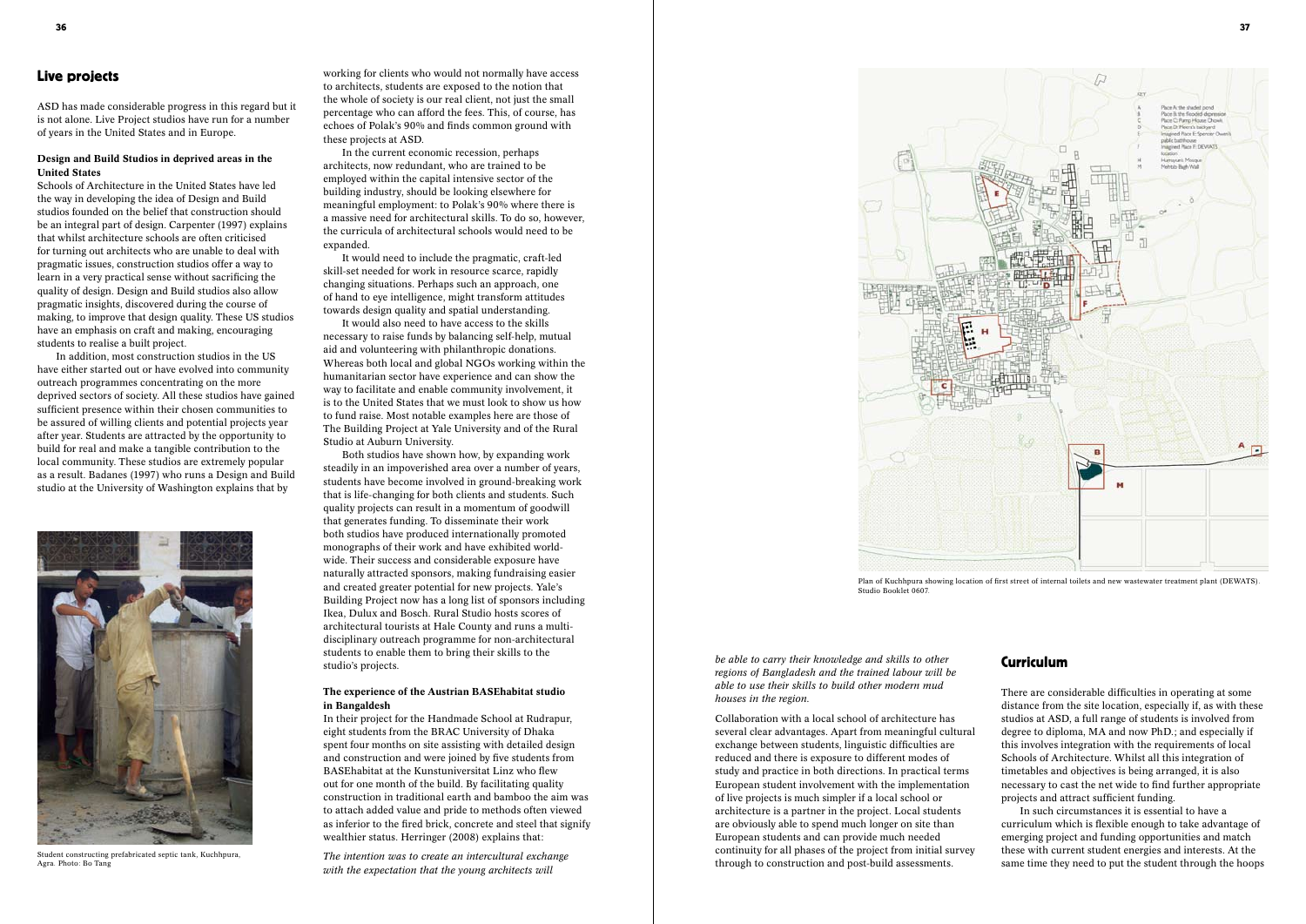## Live projects

ASD has made considerable progress in this regard but it is not alone. Live Project studios have run for a number of years in the United States and in Europe.

### Design and Build Studios in deprived areas in the United States

Schools of Architecture in the United States have led the way in developing the idea of Design and Build studios founded on the belief that construction should be an integral part of design. Carpenter (1997) explains that whilst architecture schools are often criticised for turning out architects who are unable to deal with pragmatic issues, construction studios offer a way to learn in a very practical sense without sacrificing the quality of design. Design and Build studios also allow pragmatic insights, discovered during the course of making, to improve that design quality. These US studios have an emphasis on craft and making, encouraging students to realise a built project.

In addition, most construction studios in the US have either started out or have evolved into community outreach programmes concentrating on the more deprived sectors of society. All these studios have gained sufficient presence within their chosen communities to be assured of willing clients and potential projects year after year. Students are attracted by the opportunity to build for real and make a tangible contribution to the local community. These studios are extremely popular as a result. Badanes (1997) who runs a Design and Build studio at the University of Washington explains that by

Student constructing prefabricated septic tank, Kuchhpura, Agra. Photo: Bo Tang

working for clients who would not normally have access to architects, students are exposed to the notion that the whole of society is our real client, not just the small percentage who can afford the fees. This, of course, has echoes of Polak's 90% and finds common ground with these projects at ASD.

In the current economic recession, perhaps architects, now redundant, who are trained to be employed within the capital intensive sector of the building industry, should be looking elsewhere for meaningful employment: to Polak's 90% where there is a massive need for architectural skills. To do so, however, the curricula of architectural schools would need to be expanded.

It would need to include the pragmatic, craft-led skill-set needed for work in resource scarce, rapidly changing situations. Perhaps such an approach, one of hand to eye intelligence, might transform attitudes towards design quality and spatial understanding.

It would also need to have access to the skills necessary to raise funds by balancing self-help, mutual aid and volunteering with philanthropic donations. Whereas both local and global NGOs working within the humanitarian sector have experience and can show the way to facilitate and enable community involvement, it is to the United States that we must look to show us how to fund raise. Most notable examples here are those of The Building Project at Yale University and of the Rural Studio at Auburn University.

Both studios have shown how, by expanding work steadily in an impoverished area over a number of years, students have become involved in ground-breaking work that is life-changing for both clients and students. Such quality projects can result in a momentum of goodwill that generates funding. To disseminate their work both studios have produced internationally promoted monographs of their work and have exhibited world-wide. Their success and considerable exposure have naturally attracted sponsors, making fundraising easier and created greater potential for new projects. Yale's Building Project now has a long list of sponsors including Ikea, Dulux and Bosch. Rural Studio hosts scores of architectural tourists at Hale County and runs a multi-disciplinary outreach programme for non-architectural students to enable them to bring their skills to the studio's projects.

### The experience of the Austrian BASEhabitat studio in Bangaldesh

In their project for the Handmade School at Rudrapur, eight students from the BRAC University of Dhaka spent four months on site assisting with detailed design and construction and were joined by five students from BASEhabitat at the Kunstuniversitat Linz who flew out for one month of the build. By facilitating quality construction in traditional earth and bamboo the aim was to attach added value and pride to methods often viewed as inferior to the fired brick, concrete and steel that signify wealthier status. Herringer (2008) explains that:

*The intention was to create an intercultural exchange with the expectation that the young architects will be able to carry their knowledge and skills to other regions of Bangladesh and the trained labour will be able to use their skills to build other modern mud houses in the region.*

Collaboration with a local school of architecture has several clear advantages. Apart from meaningful cultural exchange between students, linguistic difficulties are reduced and there is exposure to different modes of study and practice in both directions. In practical terms European student involvement with the implementation of live projects is much simpler if a local school or architecture is a partner in the project. Local students are obviously able to spend much longer on site than European students and can provide much needed continuity for all phases of the project from initial survey through to construction and post-build assessments.

Plan of Kuchhpura showing location of first street of internal toilets and new wastewater treatment plant (DEWATS). Studio Booklet 0607.

## Curriculum

There are considerable difficulties in operating at some distance from the site location, especially if, as with these studios at ASD, a full range of students is involved from degree to diploma, MA and now PhD.; and especially if this involves integration with the requirements of local Schools of Architecture. Whilst all this integration of timetables and objectives is being arranged, it is also necessary to cast the net wide to find further appropriate projects and attract sufficient funding.

In such circumstances it is essential to have a curriculum which is flexible enough to take advantage of emerging project and funding opportunities and match these with current student energies and interests. At the same time they need to put the student through the hoops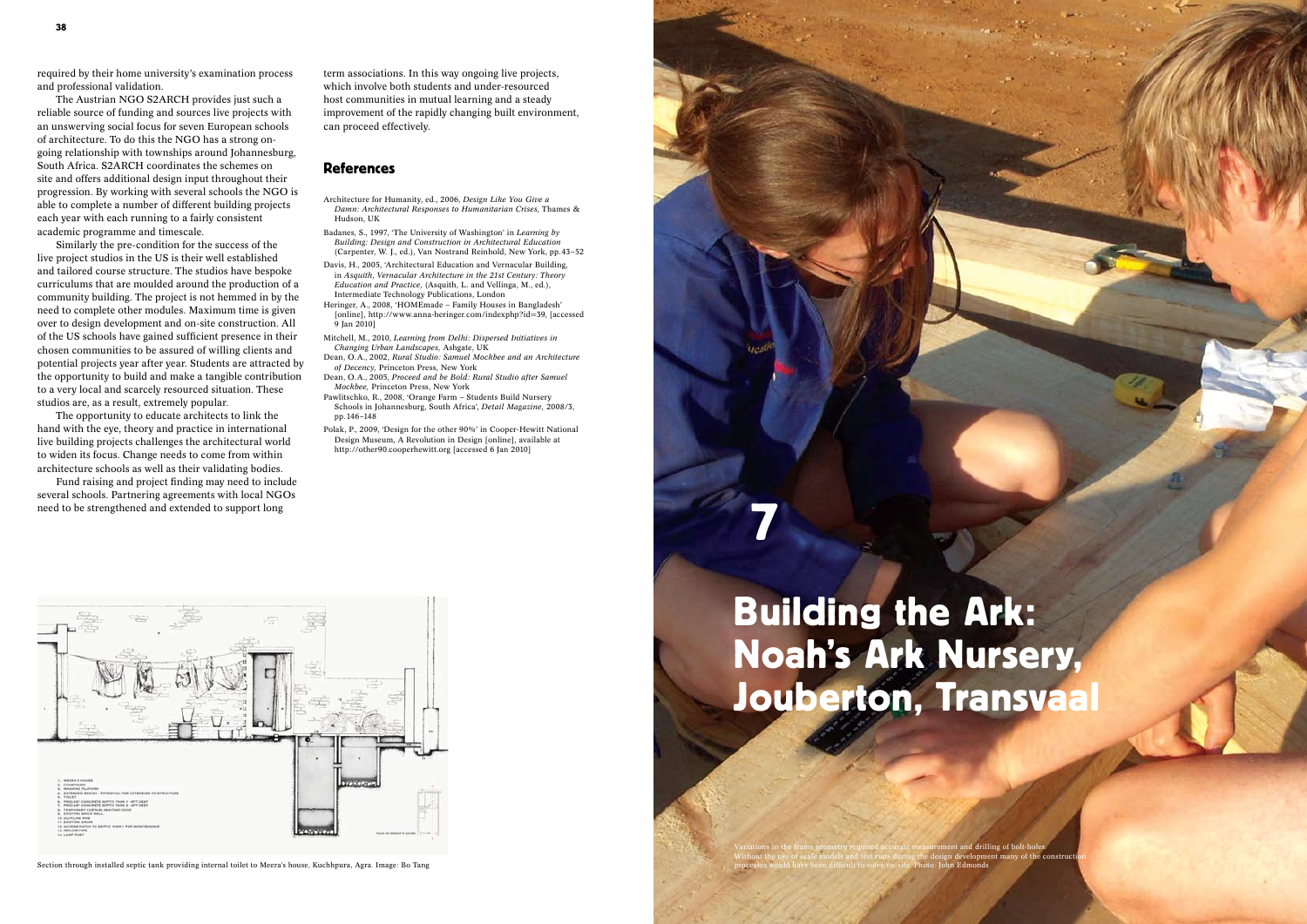required by their home university's examination process and professional validation.

The Austrian NGO S2ARCH provides just such a reliable source of funding and sources live projects with an unswerving social focus for seven European schools of architecture. To do this the NGO has a strong ongoing relationship with townships around Johannesburg, South Africa. S2ARCH coordinates the schemes on site and offers additional design input throughout their progression. By working with several schools the NGO is able to complete a number of different building projects each year with each running to a fairly consistent academic programme and timescale.

Similarly the pre-condition for the success of the live project studios in the US is their well established and tailored course structure. The studios have bespoke curriculums that are moulded around the production of a community building. The project is not hemmed in by the need to complete other modules. Maximum time is given over to design development and on-site construction. All of the US schools have gained sufficient presence in their chosen communities to be assured of willing clients and potential projects year after year. Students are attracted by the opportunity to build and make a tangible contribution to a very local and scarcely resourced situation. These studios are, as a result, extremely popular.

The opportunity to educate architects to link the hand with the eye, theory and practice in international live building projects challenges the architectural world to widen its focus. Change needs to come from within architecture schools as well as their validating bodies.

Fund raising and project finding may need to include several schools. Partnering agreements with local NGOs need to be strengthened and extended to support long term associations. In this way ongoing live projects, which involve both students and under-resourced host communities in mutual learning and a steady improvement of the rapidly changing built environment, can proceed effectively.

## References

Architecture for Humanity, ed., 2006, *Design Like You Give a Damn: Architectural Responses to Humanitarian Crises*, Thames & Hudson, UK

Badanes, S., 1997, 'The University of Washington' in *Learning by Building: Design and Construction in Architectural Education* (Carpenter, W. J., ed.), Van Nostrand Reinhold, New York, pp.43–52

Davis, H., 2005, 'Architectural Education and Vernacular Building, in *Asquith, Vernacular Architecture in the 21st Century: Theory Education and Practice,* (Asquith, L. and Vellinga, M., ed.), Intermediate Technology Publications, London

Heringer, A., 2008, 'HOMEmade – Family Houses in Bangladesh' [online], http://www.anna-heringer.com/indexphp?id=39, [accessed 9 Jan 2010]

Mitchell, M., 2010, *Learning from Delhi: Dispersed Initiatives in Changing Urban Landscapes*, Ashgate, UK

Dean, O.A., 2002, *Rural Studio: Samuel Mockbee and an Architecture of Decency,* Princeton Press, New York

Dean, O.A., 2005, *Proceed and be Bold: Rural Studio after Samuel Mockbee,* Princeton Press, New York

Pawlitschko, R., 2008, 'Orange Farm – Students Build Nursery Schools in Johannesburg, South Africa', *Detail Magazine*, 2008/3, pp.146–148

Polak, P., 2009, 'Design for the other 90%' in Cooper-Hewitt National Design Museum, A Revolution in Design [online], available at http://other90.cooperhewitt.org [accessed 6 Jan 2010]

Section through installed septic tank providing internal toilet to Meera's house, Kuchhpura, Agra. Image: Bo Tang

# 7

# Building the Ark: Noah's Ark Nursery, Jouberton, Transvaal

Variations in the frame geometry required accurate measurement and drilling of bolt-holes. Without the use of scale models and test runs during the design development many of the construction processes would have been difficult to solve on site. Photo: John Edmonds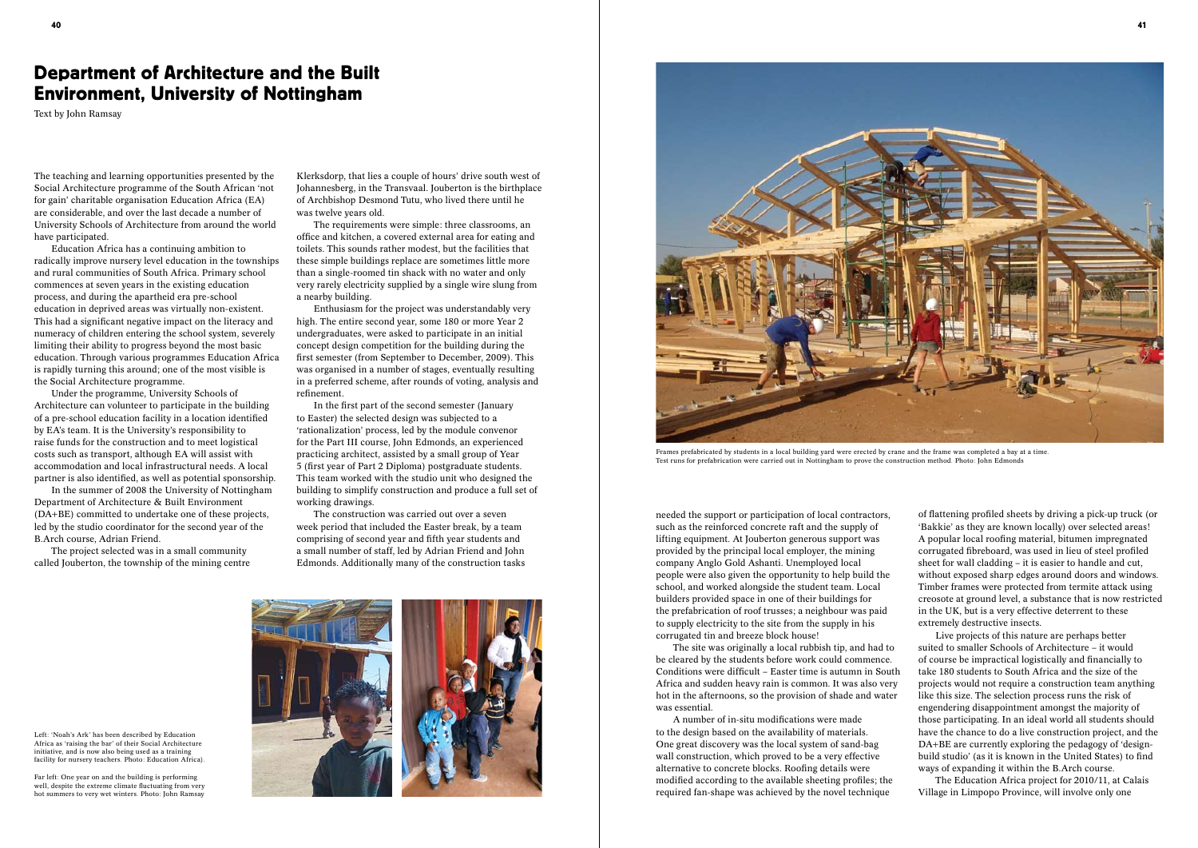# Department of Architecture and the Built Environment, University of Nottingham

Text by John Ramsay

The teaching and learning opportunities presented by the Social Architecture programme of the South African 'not for gain' charitable organisation Education Africa (EA) are considerable, and over the last decade a number of University Schools of Architecture from around the world have participated.

Education Africa has a continuing ambition to radically improve nursery level education in the townships and rural communities of South Africa. Primary school commences at seven years in the existing education process, and during the apartheid era pre-school education in deprived areas was virtually non-existent. This had a significant negative impact on the literacy and numeracy of children entering the school system, severely limiting their ability to progress beyond the most basic education. Through various programmes Education Africa is rapidly turning this around; one of the most visible is the Social Architecture programme.

Under the programme, University Schools of Architecture can volunteer to participate in the building of a pre-school education facility in a location identified by EA's team. It is the University's responsibility to raise funds for the construction and to meet logistical costs such as transport, although EA will assist with accommodation and local infrastructural needs. A local partner is also identified, as well as potential sponsorship.

In the summer of 2008 the University of Nottingham Department of Architecture & Built Environment (DA+BE) committed to undertake one of these projects, led by the studio coordinator for the second year of the B.Arch course, Adrian Friend.

The project selected was in a small community called Jouberton, the township of the mining centre Klerksdorp, that lies a couple of hours' drive south west of Johannesberg, in the Transvaal. Jouberton is the birthplace of Archbishop Desmond Tutu, who lived there until he was twelve years old.

The requirements were simple: three classrooms, an office and kitchen, a covered external area for eating and toilets. This sounds rather modest, but the facilities that these simple buildings replace are sometimes little more than a single-roomed tin shack with no water and only very rarely electricity supplied by a single wire slung from a nearby building.

Enthusiasm for the project was understandably very high. The entire second year, some 180 or more Year 2 undergraduates, were asked to participate in an initial concept design competition for the building during the first semester (from September to December, 2009). This was organised in a number of stages, eventually resulting in a preferred scheme, after rounds of voting, analysis and refinement.

In the first part of the second semester (January to Easter) the selected design was subjected to a 'rationalization' process, led by the module convenor for the Part III course, John Edmonds, an experienced practicing architect, assisted by a small group of Year 5 (first year of Part 2 Diploma) postgraduate students. This team worked with the studio unit who designed the building to simplify construction and produce a full set of working drawings.

The construction was carried out over a seven week period that included the Easter break, by a team comprising of second year and fifth year students and a small number of staff, led by Adrian Friend and John Edmonds. Additionally many of the construction tasks needed the support or participation of local contractors, such as the reinforced concrete raft and the supply of lifting equipment. At Jouberton generous support was provided by the principal local employer, the mining company Anglo Gold Ashanti. Unemployed local people were also given the opportunity to help build the school, and worked alongside the student team. Local builders provided space in one of their buildings for the prefabrication of roof trusses; a neighbour was paid to supply electricity to the site from the supply in his corrugated tin and breeze block house!

The site was originally a local rubbish tip, and had to be cleared by the students before work could commence. Conditions were difficult – Easter time is autumn in South Africa and sudden heavy rain is common. It was also very hot in the afternoons, so the provision of shade and water was essential.

A number of in-situ modifications were made to the design based on the availability of materials. One great discovery was the local system of sand-bag wall construction, which proved to be a very effective alternative to concrete blocks. Roofing details were modified according to the available sheeting profiles; the required fan-shape was achieved by the novel technique of flattening profiled sheets by driving a pick-up truck (or 'Bakkie' as they are known locally) over selected areas! A popular local roofing material, bitumen impregnated corrugated fibreboard, was used in lieu of steel profiled sheet for wall cladding – it is easier to handle and cut, without exposed sharp edges around doors and windows. Timber frames were protected from termite attack using creosote at ground level, a substance that is now restricted in the UK, but is a very effective deterrent to these extremely destructive insects.

Live projects of this nature are perhaps better suited to smaller Schools of Architecture – it would of course be impractical logistically and financially to take 180 students to South Africa and the size of the projects would not require a construction team anything like this size. The selection process runs the risk of engendering disappointment amongst the majority of those participating. In an ideal world all students should have the chance to do a live construction project, and the DA+BE are currently exploring the pedagogy of 'design-build studio' (as it is known in the United States) to find ways of expanding it within the B.Arch course.

The Education Africa project for 2010/11, at Calais Village in Limpopo Province, will involve only one

Frames prefabricated by students in a local building yard were erected by crane and the frame was completed a bay at a time. Test runs for prefabrication were carried out in Nottingham to prove the construction method. Photo: John Edmonds

Left: 'Noah's Ark' has been described by Education Africa as 'raising the bar' of their Social Architecture initiative, and is now also being used as a training facility for nursery teachers. Photo: Education Africa).

Far left: One year on and the building is performing well, despite the extreme climate fluctuating from very hot summers to very wet winters. Photo: John Ramsay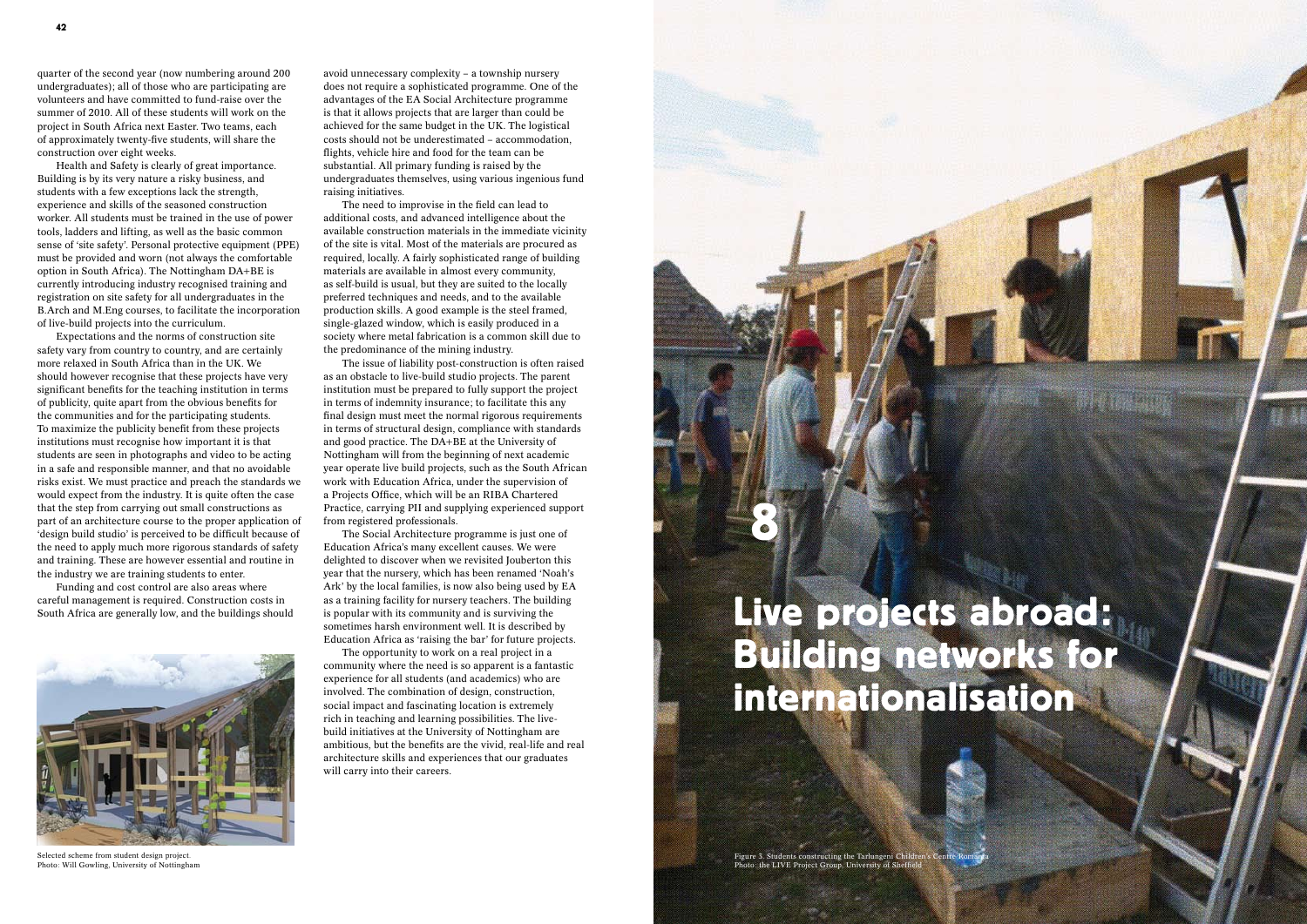quarter of the second year (now numbering around 200 undergraduates); all of those who are participating are volunteers and have committed to fund-raise over the summer of 2010. All of these students will work on the project in South Africa next Easter. Two teams, each of approximately twenty-five students, will share the construction over eight weeks.

Health and Safety is clearly of great importance. Building is by its very nature a risky business, and students with a few exceptions lack the strength, experience and skills of the seasoned construction worker. All students must be trained in the use of power tools, ladders and lifting, as well as the basic common sense of 'site safety'. Personal protective equipment (PPE) must be provided and worn (not always the comfortable option in South Africa). The Nottingham DA+BE is currently introducing industry recognised training and registration on site safety for all undergraduates in the B.Arch and M.Eng courses, to facilitate the incorporation of live-build projects into the curriculum.

Expectations and the norms of construction site safety vary from country to country, and are certainly more relaxed in South Africa than in the UK. We should however recognise that these projects have very significant benefits for the teaching institution in terms of publicity, quite apart from the obvious benefits for the communities and for the participating students. To maximize the publicity benefit from these projects institutions must recognise how important it is that students are seen in photographs and video to be acting in a safe and responsible manner, and that no avoidable risks exist. We must practice and preach the standards we would expect from the industry. It is quite often the case that the step from carrying out small constructions as part of an architecture course to the proper application of 'design build studio' is perceived to be difficult because of the need to apply much more rigorous standards of safety and training. These are however essential and routine in the industry we are training students to enter.

Funding and cost control are also areas where careful management is required. Construction costs in South Africa are generally low, and the buildings should avoid unnecessary complexity – a township nursery does not require a sophisticated programme. One of the advantages of the EA Social Architecture programme is that it allows projects that are larger than could be achieved for the same budget in the UK. The logistical costs should not be underestimated – accommodation, flights, vehicle hire and food for the team can be substantial. All primary funding is raised by the undergraduates themselves, using various ingenious fund raising initiatives.

The need to improvise in the field can lead to additional costs, and advanced intelligence about the available construction materials in the immediate vicinity of the site is vital. Most of the materials are procured as required, locally. A fairly sophisticated range of building materials are available in almost every community, as self-build is usual, but they are suited to the locally preferred techniques and needs, and to the available production skills. A good example is the steel framed, single-glazed window, which is easily produced in a society where metal fabrication is a common skill due to the predominance of the mining industry.

The issue of liability post-construction is often raised as an obstacle to live-build studio projects. The parent institution must be prepared to fully support the project in terms of indemnity insurance; to facilitate this any final design must meet the normal rigorous requirements in terms of structural design, compliance with standards and good practice. The DA+BE at the University of Nottingham will from the beginning of next academic year operate live build projects, such as the South African work with Education Africa, under the supervision of a Projects Office, which will be an RIBA Chartered Practice, carrying PII and supplying experienced support from registered professionals.

The Social Architecture programme is just one of Education Africa's many excellent causes. We were delighted to discover when we revisited Jouberton this year that the nursery, which has been renamed 'Noah's Ark' by the local families, is now also being used by EA as a training facility for nursery teachers. The building is popular with its community and is surviving the sometimes harsh environment well. It is described by Education Africa as 'raising the bar' for future projects.

The opportunity to work on a real project in a community where the need is so apparent is a fantastic experience for all students (and academics) who are involved. The combination of design, construction, social impact and fascinating location is extremely rich in teaching and learning possibilities. The live-build initiatives at the University of Nottingham are ambitious, but the benefits are the vivid, real-life and real architecture skills and experiences that our graduates will carry into their careers.

Selected scheme from student design project.
Photo: Will Gowling, University of Nottingham

# 8

# Live projects abroad: Building networks for internationalisation

Figure 3. Students constructing the Tarlungeni Children's Centre Romania
Photo: the LIVE Project Group, University of Sheffield